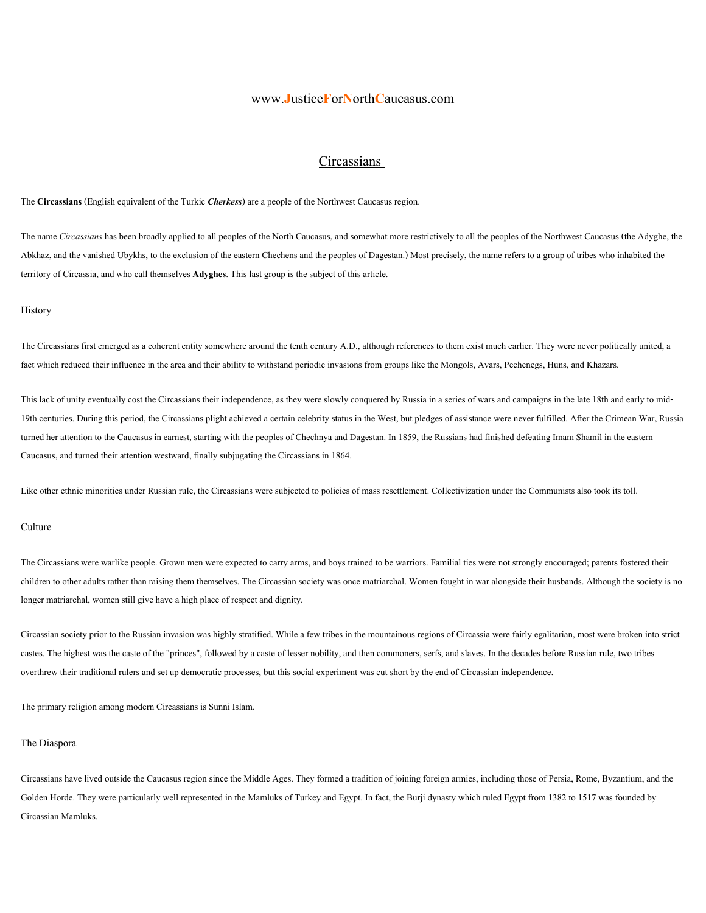www.JusticeForNorthCaucasus.com

# Circassians

The **Circassians** (English equivalent of the Turkic ***Cherkess***) are a people of the Northwest Caucasus region.

The name *Circassians* has been broadly applied to all peoples of the North Caucasus, and somewhat more restrictively to all the peoples of the Northwest Caucasus (the Adyghe, the Abkhaz, and the vanished Ubykhs, to the exclusion of the eastern Chechens and the peoples of Dagestan.) Most precisely, the name refers to a group of tribes who inhabited the territory of Circassia, and who call themselves **Adyghes**. This last group is the subject of this article.

## History

The Circassians first emerged as a coherent entity somewhere around the tenth century A.D., although references to them exist much earlier. They were never politically united, a fact which reduced their influence in the area and their ability to withstand periodic invasions from groups like the Mongols, Avars, Pechenegs, Huns, and Khazars.

This lack of unity eventually cost the Circassians their independence, as they were slowly conquered by Russia in a series of wars and campaigns in the late 18th and early to mid-19th centuries. During this period, the Circassians plight achieved a certain celebrity status in the West, but pledges of assistance were never fulfilled. After the Crimean War, Russia turned her attention to the Caucasus in earnest, starting with the peoples of Chechnya and Dagestan. In 1859, the Russians had finished defeating Imam Shamil in the eastern Caucasus, and turned their attention westward, finally subjugating the Circassians in 1864.

Like other ethnic minorities under Russian rule, the Circassians were subjected to policies of mass resettlement. Collectivization under the Communists also took its toll.

## Culture

The Circassians were warlike people. Grown men were expected to carry arms, and boys trained to be warriors. Familial ties were not strongly encouraged; parents fostered their children to other adults rather than raising them themselves. The Circassian society was once matriarchal. Women fought in war alongside their husbands. Although the society is no longer matriarchal, women still give have a high place of respect and dignity.

Circassian society prior to the Russian invasion was highly stratified. While a few tribes in the mountainous regions of Circassia were fairly egalitarian, most were broken into strict castes. The highest was the caste of the "princes", followed by a caste of lesser nobility, and then commoners, serfs, and slaves. In the decades before Russian rule, two tribes overthrew their traditional rulers and set up democratic processes, but this social experiment was cut short by the end of Circassian independence.

The primary religion among modern Circassians is Sunni Islam.

## The Diaspora

Circassians have lived outside the Caucasus region since the Middle Ages. They formed a tradition of joining foreign armies, including those of Persia, Rome, Byzantium, and the Golden Horde. They were particularly well represented in the Mamluks of Turkey and Egypt. In fact, the Burji dynasty which ruled Egypt from 1382 to 1517 was founded by Circassian Mamluks.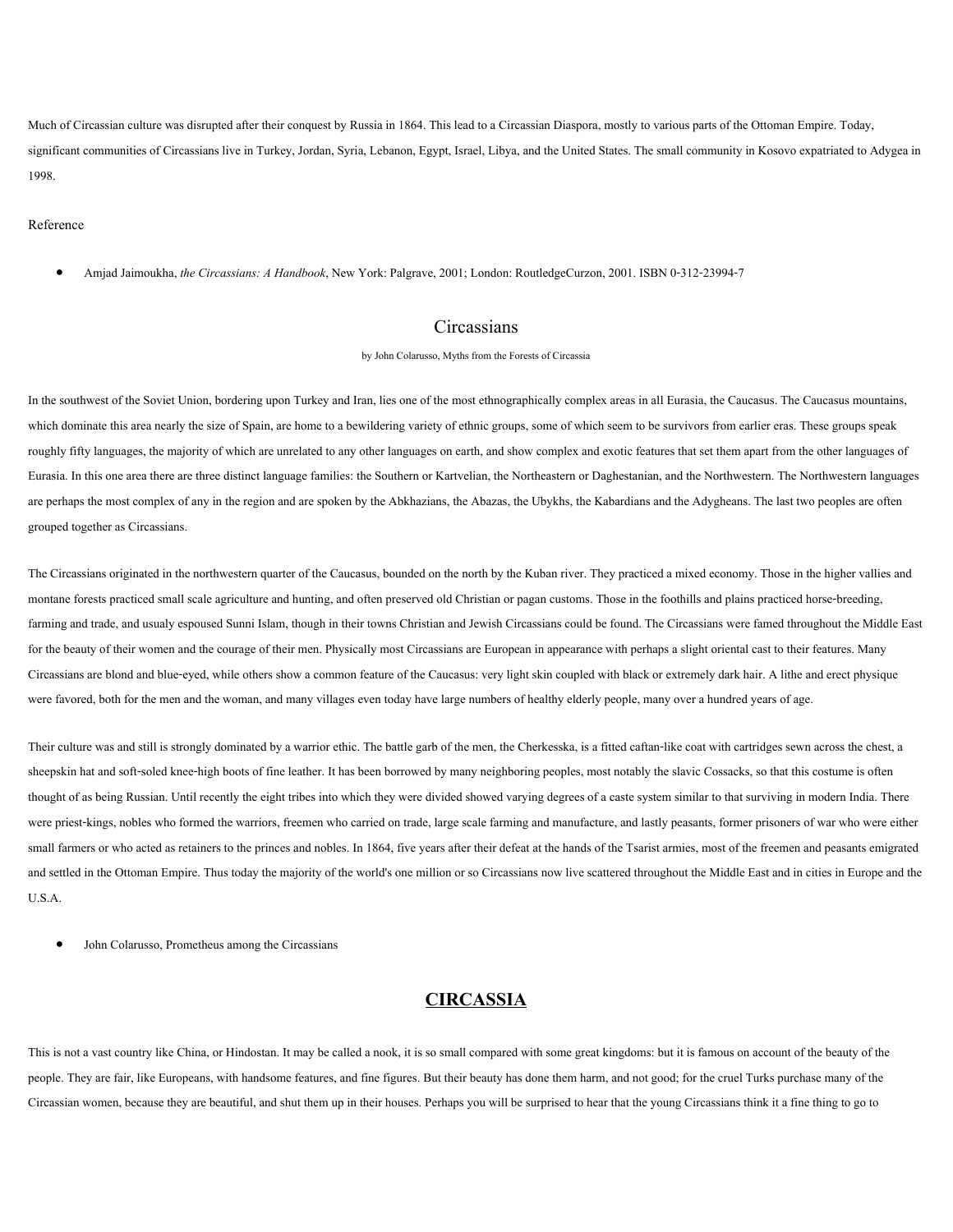Much of Circassian culture was disrupted after their conquest by Russia in 1864. This lead to a Circassian Diaspora, mostly to various parts of the Ottoman Empire. Today, significant communities of Circassians live in Turkey, Jordan, Syria, Lebanon, Egypt, Israel, Libya, and the United States. The small community in Kosovo expatriated to Adygea in 1998.

Reference

- Amjad Jaimoukha, *the Circassians: A Handbook*, New York: Palgrave, 2001; London: RoutledgeCurzon, 2001. ISBN 0-312-23994-7

## Circassians

by John Colarusso, Myths from the Forests of Circassia

In the southwest of the Soviet Union, bordering upon Turkey and Iran, lies one of the most ethnographically complex areas in all Eurasia, the Caucasus. The Caucasus mountains, which dominate this area nearly the size of Spain, are home to a bewildering variety of ethnic groups, some of which seem to be survivors from earlier eras. These groups speak roughly fifty languages, the majority of which are unrelated to any other languages on earth, and show complex and exotic features that set them apart from the other languages of Eurasia. In this one area there are three distinct language families: the Southern or Kartvelian, the Northeastern or Daghestanian, and the Northwestern. The Northwestern languages are perhaps the most complex of any in the region and are spoken by the Abkhazians, the Abazas, the Ubykhs, the Kabardians and the Adygheans. The last two peoples are often grouped together as Circassians.

The Circassians originated in the northwestern quarter of the Caucasus, bounded on the north by the Kuban river. They practiced a mixed economy. Those in the higher vallies and montane forests practiced small scale agriculture and hunting, and often preserved old Christian or pagan customs. Those in the foothills and plains practiced horse-breeding, farming and trade, and usualy espoused Sunni Islam, though in their towns Christian and Jewish Circassians could be found. The Circassians were famed throughout the Middle East for the beauty of their women and the courage of their men. Physically most Circassians are European in appearance with perhaps a slight oriental cast to their features. Many Circassians are blond and blue-eyed, while others show a common feature of the Caucasus: very light skin coupled with black or extremely dark hair. A lithe and erect physique were favored, both for the men and the woman, and many villages even today have large numbers of healthy elderly people, many over a hundred years of age.

Their culture was and still is strongly dominated by a warrior ethic. The battle garb of the men, the Cherkesska, is a fitted caftan-like coat with cartridges sewn across the chest, a sheepskin hat and soft-soled knee-high boots of fine leather. It has been borrowed by many neighboring peoples, most notably the slavic Cossacks, so that this costume is often thought of as being Russian. Until recently the eight tribes into which they were divided showed varying degrees of a caste system similar to that surviving in modern India. There were priest-kings, nobles who formed the warriors, freemen who carried on trade, large scale farming and manufacture, and lastly peasants, former prisoners of war who were either small farmers or who acted as retainers to the princes and nobles. In 1864, five years after their defeat at the hands of the Tsarist armies, most of the freemen and peasants emigrated and settled in the Ottoman Empire. Thus today the majority of the world's one million or so Circassians now live scattered throughout the Middle East and in cities in Europe and the U.S.A.

- John Colarusso, Prometheus among the Circassians

## **CIRCASSIA**

This is not a vast country like China, or Hindostan. It may be called a nook, it is so small compared with some great kingdoms: but it is famous on account of the beauty of the people. They are fair, like Europeans, with handsome features, and fine figures. But their beauty has done them harm, and not good; for the cruel Turks purchase many of the Circassian women, because they are beautiful, and shut them up in their houses. Perhaps you will be surprised to hear that the young Circassians think it a fine thing to go to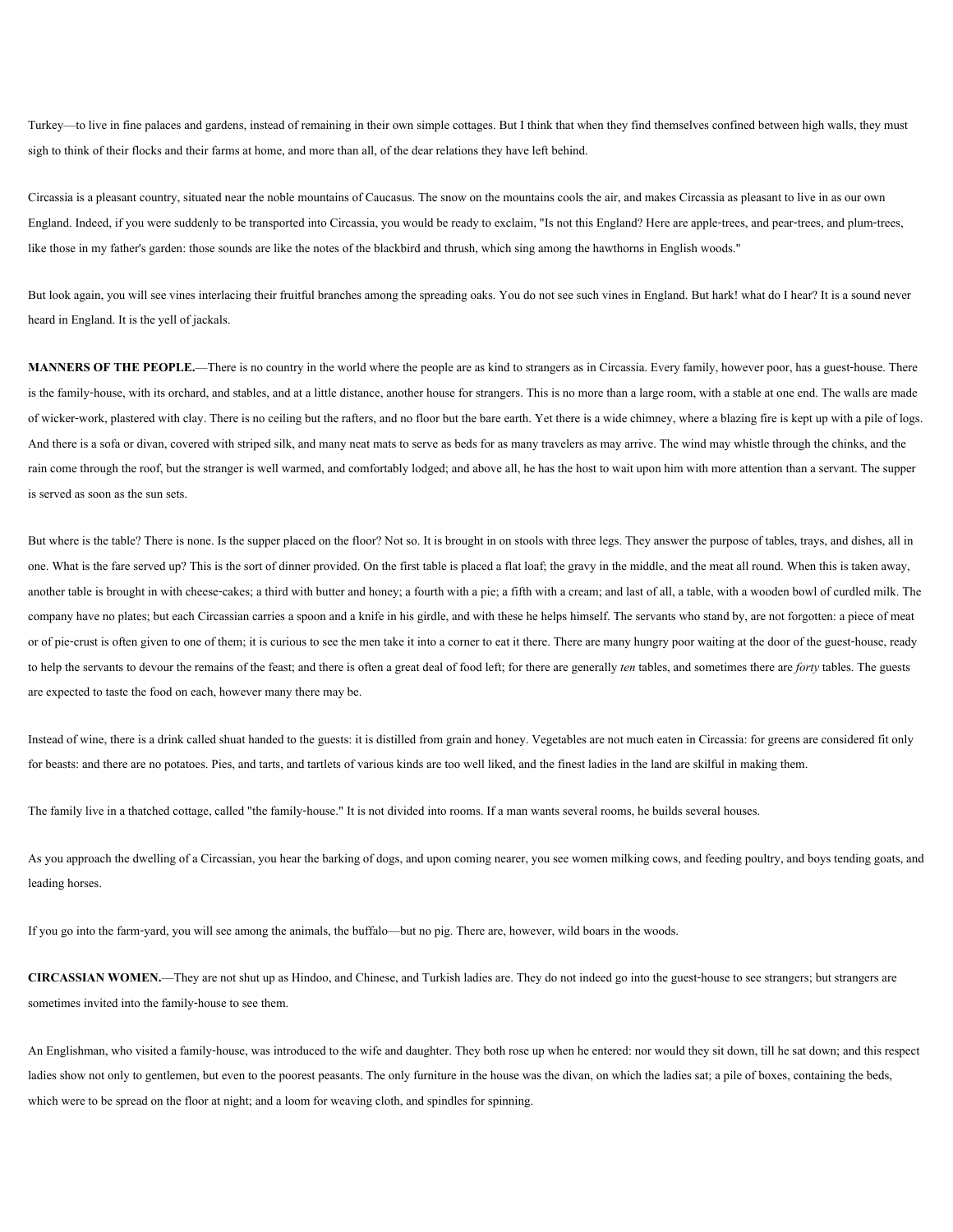Turkey—to live in fine palaces and gardens, instead of remaining in their own simple cottages. But I think that when they find themselves confined between high walls, they must sigh to think of their flocks and their farms at home, and more than all, of the dear relations they have left behind.

Circassia is a pleasant country, situated near the noble mountains of Caucasus. The snow on the mountains cools the air, and makes Circassia as pleasant to live in as our own England. Indeed, if you were suddenly to be transported into Circassia, you would be ready to exclaim, "Is not this England? Here are apple-trees, and pear-trees, and plum-trees, like those in my father's garden: those sounds are like the notes of the blackbird and thrush, which sing among the hawthorns in English woods."

But look again, you will see vines interlacing their fruitful branches among the spreading oaks. You do not see such vines in England. But hark! what do I hear? It is a sound never heard in England. It is the yell of jackals.

**MANNERS OF THE PEOPLE.**—There is no country in the world where the people are as kind to strangers as in Circassia. Every family, however poor, has a guest-house. There is the family-house, with its orchard, and stables, and at a little distance, another house for strangers. This is no more than a large room, with a stable at one end. The walls are made of wicker-work, plastered with clay. There is no ceiling but the rafters, and no floor but the bare earth. Yet there is a wide chimney, where a blazing fire is kept up with a pile of logs. And there is a sofa or divan, covered with striped silk, and many neat mats to serve as beds for as many travelers as may arrive. The wind may whistle through the chinks, and the rain come through the roof, but the stranger is well warmed, and comfortably lodged; and above all, he has the host to wait upon him with more attention than a servant. The supper is served as soon as the sun sets.

But where is the table? There is none. Is the supper placed on the floor? Not so. It is brought in on stools with three legs. They answer the purpose of tables, trays, and dishes, all in one. What is the fare served up? This is the sort of dinner provided. On the first table is placed a flat loaf; the gravy in the middle, and the meat all round. When this is taken away, another table is brought in with cheese-cakes; a third with butter and honey; a fourth with a pie; a fifth with a cream; and last of all, a table, with a wooden bowl of curdled milk. The company have no plates; but each Circassian carries a spoon and a knife in his girdle, and with these he helps himself. The servants who stand by, are not forgotten: a piece of meat or of pie-crust is often given to one of them; it is curious to see the men take it into a corner to eat it there. There are many hungry poor waiting at the door of the guest-house, ready to help the servants to devour the remains of the feast; and there is often a great deal of food left; for there are generally *ten* tables, and sometimes there are *forty* tables. The guests are expected to taste the food on each, however many there may be.

Instead of wine, there is a drink called shuat handed to the guests: it is distilled from grain and honey. Vegetables are not much eaten in Circassia: for greens are considered fit only for beasts: and there are no potatoes. Pies, and tarts, and tartlets of various kinds are too well liked, and the finest ladies in the land are skilful in making them.

The family live in a thatched cottage, called "the family-house." It is not divided into rooms. If a man wants several rooms, he builds several houses.

As you approach the dwelling of a Circassian, you hear the barking of dogs, and upon coming nearer, you see women milking cows, and feeding poultry, and boys tending goats, and leading horses.

If you go into the farm-yard, you will see among the animals, the buffalo—but no pig. There are, however, wild boars in the woods.

**CIRCASSIAN WOMEN.**—They are not shut up as Hindoo, and Chinese, and Turkish ladies are. They do not indeed go into the guest-house to see strangers; but strangers are sometimes invited into the family-house to see them.

An Englishman, who visited a family-house, was introduced to the wife and daughter. They both rose up when he entered: nor would they sit down, till he sat down; and this respect ladies show not only to gentlemen, but even to the poorest peasants. The only furniture in the house was the divan, on which the ladies sat; a pile of boxes, containing the beds, which were to be spread on the floor at night; and a loom for weaving cloth, and spindles for spinning.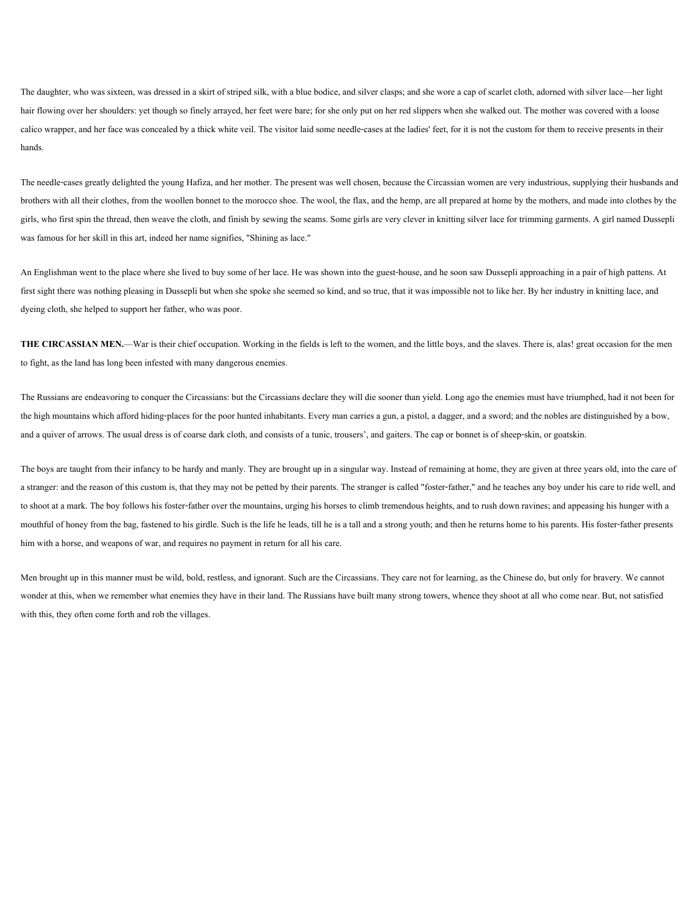The daughter, who was sixteen, was dressed in a skirt of striped silk, with a blue bodice, and silver clasps; and she wore a cap of scarlet cloth, adorned with silver lace—her light hair flowing over her shoulders: yet though so finely arrayed, her feet were bare; for she only put on her red slippers when she walked out. The mother was covered with a loose calico wrapper, and her face was concealed by a thick white veil. The visitor laid some needle-cases at the ladies' feet, for it is not the custom for them to receive presents in their hands.

The needle-cases greatly delighted the young Hafiza, and her mother. The present was well chosen, because the Circassian women are very industrious, supplying their husbands and brothers with all their clothes, from the woollen bonnet to the morocco shoe. The wool, the flax, and the hemp, are all prepared at home by the mothers, and made into clothes by the girls, who first spin the thread, then weave the cloth, and finish by sewing the seams. Some girls are very clever in knitting silver lace for trimming garments. A girl named Dussepli was famous for her skill in this art, indeed her name signifies, "Shining as lace."

An Englishman went to the place where she lived to buy some of her lace. He was shown into the guest-house, and he soon saw Dussepli approaching in a pair of high pattens. At first sight there was nothing pleasing in Dussepli but when she spoke she seemed so kind, and so true, that it was impossible not to like her. By her industry in knitting lace, and dyeing cloth, she helped to support her father, who was poor.

**THE CIRCASSIAN MEN.**—War is their chief occupation. Working in the fields is left to the women, and the little boys, and the slaves. There is, alas! great occasion for the men to fight, as the land has long been infested with many dangerous enemies.

The Russians are endeavoring to conquer the Circassians: but the Circassians declare they will die sooner than yield. Long ago the enemies must have triumphed, had it not been for the high mountains which afford hiding-places for the poor hunted inhabitants. Every man carries a gun, a pistol, a dagger, and a sword; and the nobles are distinguished by a bow, and a quiver of arrows. The usual dress is of coarse dark cloth, and consists of a tunic, trousers', and gaiters. The cap or bonnet is of sheep-skin, or goatskin.

The boys are taught from their infancy to be hardy and manly. They are brought up in a singular way. Instead of remaining at home, they are given at three years old, into the care of a stranger: and the reason of this custom is, that they may not be petted by their parents. The stranger is called "foster-father," and he teaches any boy under his care to ride well, and to shoot at a mark. The boy follows his foster-father over the mountains, urging his horses to climb tremendous heights, and to rush down ravines; and appeasing his hunger with a mouthful of honey from the bag, fastened to his girdle. Such is the life he leads, till he is a tall and a strong youth; and then he returns home to his parents. His foster-father presents him with a horse, and weapons of war, and requires no payment in return for all his care.

Men brought up in this manner must be wild, bold, restless, and ignorant. Such are the Circassians. They care not for learning, as the Chinese do, but only for bravery. We cannot wonder at this, when we remember what enemies they have in their land. The Russians have built many strong towers, whence they shoot at all who come near. But, not satisfied with this, they often come forth and rob the villages.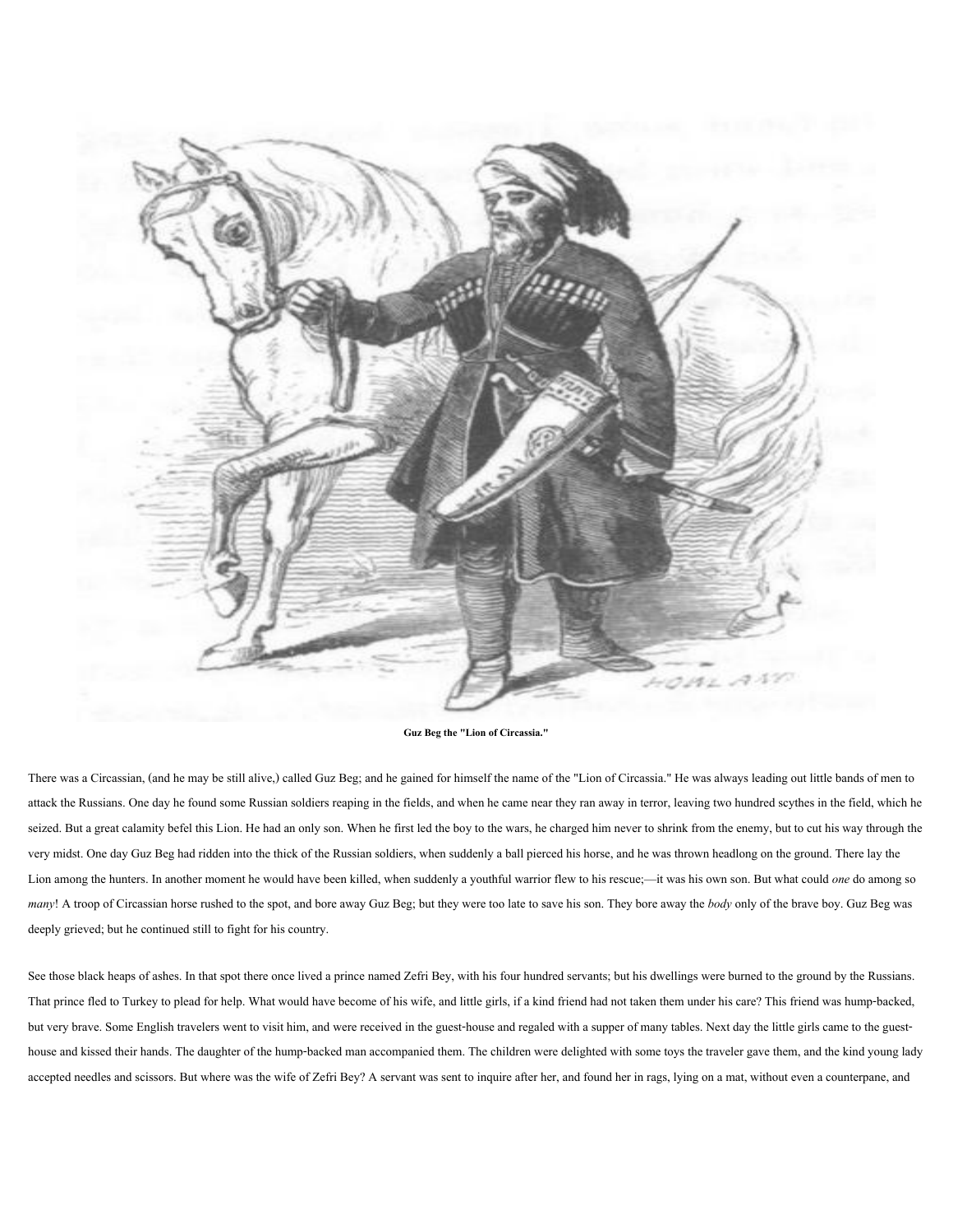**Guz Beg the "Lion of Circassia."**

There was a Circassian, (and he may be still alive,) called Guz Beg; and he gained for himself the name of the "Lion of Circassia." He was always leading out little bands of men to attack the Russians. One day he found some Russian soldiers reaping in the fields, and when he came near they ran away in terror, leaving two hundred scythes in the field, which he seized. But a great calamity befel this Lion. He had an only son. When he first led the boy to the wars, he charged him never to shrink from the enemy, but to cut his way through the very midst. One day Guz Beg had ridden into the thick of the Russian soldiers, when suddenly a ball pierced his horse, and he was thrown headlong on the ground. There lay the Lion among the hunters. In another moment he would have been killed, when suddenly a youthful warrior flew to his rescue;—it was his own son. But what could *one* do among so *many*! A troop of Circassian horse rushed to the spot, and bore away Guz Beg; but they were too late to save his son. They bore away the *body* only of the brave boy. Guz Beg was deeply grieved; but he continued still to fight for his country.

See those black heaps of ashes. In that spot there once lived a prince named Zefri Bey, with his four hundred servants; but his dwellings were burned to the ground by the Russians. That prince fled to Turkey to plead for help. What would have become of his wife, and little girls, if a kind friend had not taken them under his care? This friend was hump-backed, but very brave. Some English travelers went to visit him, and were received in the guest-house and regaled with a supper of many tables. Next day the little girls came to the guest-house and kissed their hands. The daughter of the hump-backed man accompanied them. The children were delighted with some toys the traveler gave them, and the kind young lady accepted needles and scissors. But where was the wife of Zefri Bey? A servant was sent to inquire after her, and found her in rags, lying on a mat, without even a counterpane, and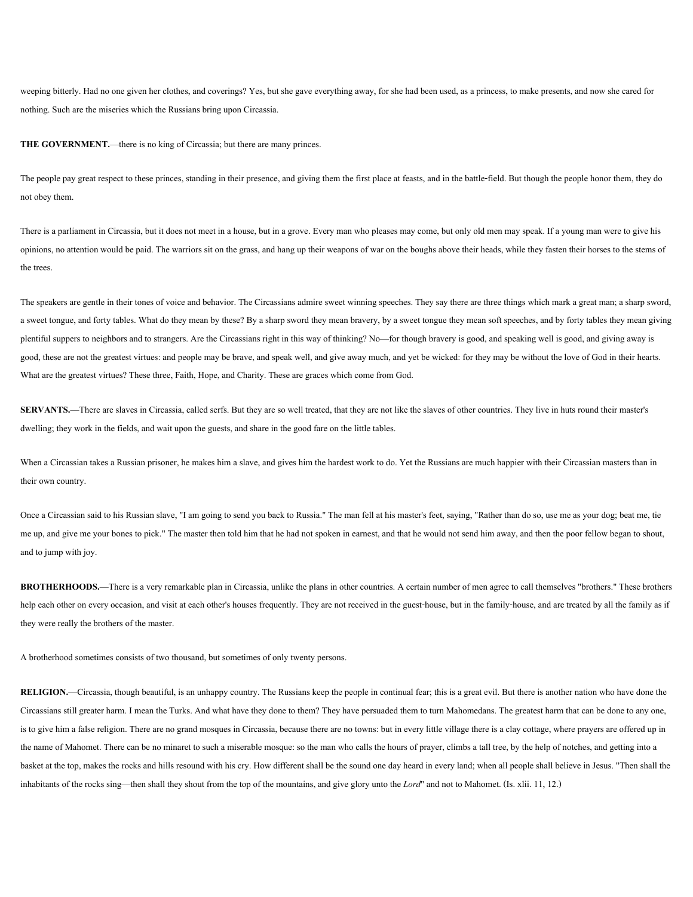weeping bitterly. Had no one given her clothes, and coverings? Yes, but she gave everything away, for she had been used, as a princess, to make presents, and now she cared for nothing. Such are the miseries which the Russians bring upon Circassia.

**THE GOVERNMENT.**—there is no king of Circassia; but there are many princes.

The people pay great respect to these princes, standing in their presence, and giving them the first place at feasts, and in the battle-field. But though the people honor them, they do not obey them.

There is a parliament in Circassia, but it does not meet in a house, but in a grove. Every man who pleases may come, but only old men may speak. If a young man were to give his opinions, no attention would be paid. The warriors sit on the grass, and hang up their weapons of war on the boughs above their heads, while they fasten their horses to the stems of the trees.

The speakers are gentle in their tones of voice and behavior. The Circassians admire sweet winning speeches. They say there are three things which mark a great man; a sharp sword, a sweet tongue, and forty tables. What do they mean by these? By a sharp sword they mean bravery, by a sweet tongue they mean soft speeches, and by forty tables they mean giving plentiful suppers to neighbors and to strangers. Are the Circassians right in this way of thinking? No—for though bravery is good, and speaking well is good, and giving away is good, these are not the greatest virtues: and people may be brave, and speak well, and give away much, and yet be wicked: for they may be without the love of God in their hearts. What are the greatest virtues? These three, Faith, Hope, and Charity. These are graces which come from God.

**SERVANTS.**—There are slaves in Circassia, called serfs. But they are so well treated, that they are not like the slaves of other countries. They live in huts round their master's dwelling; they work in the fields, and wait upon the guests, and share in the good fare on the little tables.

When a Circassian takes a Russian prisoner, he makes him a slave, and gives him the hardest work to do. Yet the Russians are much happier with their Circassian masters than in their own country.

Once a Circassian said to his Russian slave, "I am going to send you back to Russia." The man fell at his master's feet, saying, "Rather than do so, use me as your dog; beat me, tie me up, and give me your bones to pick." The master then told him that he had not spoken in earnest, and that he would not send him away, and then the poor fellow began to shout, and to jump with joy.

**BROTHERHOODS.**—There is a very remarkable plan in Circassia, unlike the plans in other countries. A certain number of men agree to call themselves "brothers." These brothers help each other on every occasion, and visit at each other's houses frequently. They are not received in the guest-house, but in the family-house, and are treated by all the family as if they were really the brothers of the master.

A brotherhood sometimes consists of two thousand, but sometimes of only twenty persons.

**RELIGION.**—Circassia, though beautiful, is an unhappy country. The Russians keep the people in continual fear; this is a great evil. But there is another nation who have done the Circassians still greater harm. I mean the Turks. And what have they done to them? They have persuaded them to turn Mahomedans. The greatest harm that can be done to any one, is to give him a false religion. There are no grand mosques in Circassia, because there are no towns: but in every little village there is a clay cottage, where prayers are offered up in the name of Mahomet. There can be no minaret to such a miserable mosque: so the man who calls the hours of prayer, climbs a tall tree, by the help of notches, and getting into a basket at the top, makes the rocks and hills resound with his cry. How different shall be the sound one day heard in every land; when all people shall believe in Jesus. "Then shall the inhabitants of the rocks sing—then shall they shout from the top of the mountains, and give glory unto the *Lord*" and not to Mahomet. (Is. xlii. 11, 12.)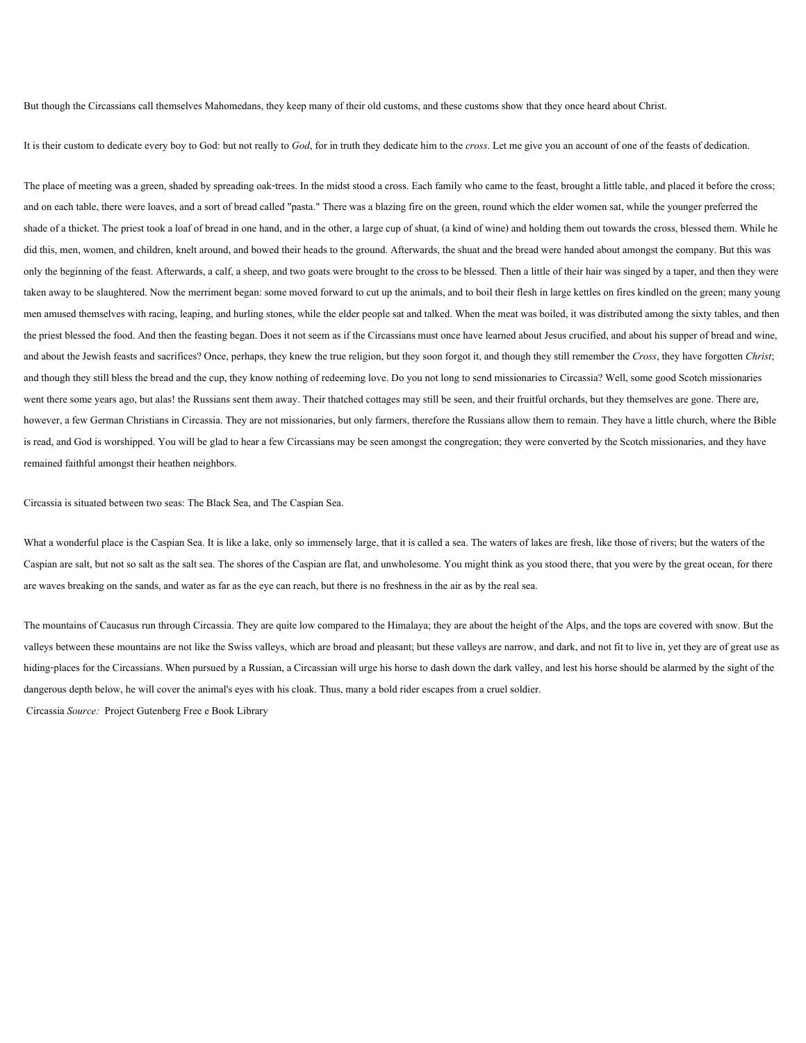But though the Circassians call themselves Mahomedans, they keep many of their old customs, and these customs show that they once heard about Christ.

It is their custom to dedicate every boy to God: but not really to *God*, for in truth they dedicate him to the *cross*. Let me give you an account of one of the feasts of dedication.

The place of meeting was a green, shaded by spreading oak-trees. In the midst stood a cross. Each family who came to the feast, brought a little table, and placed it before the cross; and on each table, there were loaves, and a sort of bread called "pasta." There was a blazing fire on the green, round which the elder women sat, while the younger preferred the shade of a thicket. The priest took a loaf of bread in one hand, and in the other, a large cup of shuat, (a kind of wine) and holding them out towards the cross, blessed them. While he did this, men, women, and children, knelt around, and bowed their heads to the ground. Afterwards, the shuat and the bread were handed about amongst the company. But this was only the beginning of the feast. Afterwards, a calf, a sheep, and two goats were brought to the cross to be blessed. Then a little of their hair was singed by a taper, and then they were taken away to be slaughtered. Now the merriment began: some moved forward to cut up the animals, and to boil their flesh in large kettles on fires kindled on the green; many young men amused themselves with racing, leaping, and hurling stones, while the elder people sat and talked. When the meat was boiled, it was distributed among the sixty tables, and then the priest blessed the food. And then the feasting began. Does it not seem as if the Circassians must once have learned about Jesus crucified, and about his supper of bread and wine, and about the Jewish feasts and sacrifices? Once, perhaps, they knew the true religion, but they soon forgot it, and though they still remember the *Cross*, they have forgotten *Christ*; and though they still bless the bread and the cup, they know nothing of redeeming love. Do you not long to send missionaries to Circassia? Well, some good Scotch missionaries went there some years ago, but alas! the Russians sent them away. Their thatched cottages may still be seen, and their fruitful orchards, but they themselves are gone. There are, however, a few German Christians in Circassia. They are not missionaries, but only farmers, therefore the Russians allow them to remain. They have a little church, where the Bible is read, and God is worshipped. You will be glad to hear a few Circassians may be seen amongst the congregation; they were converted by the Scotch missionaries, and they have remained faithful amongst their heathen neighbors.

Circassia is situated between two seas: The Black Sea, and The Caspian Sea.

What a wonderful place is the Caspian Sea. It is like a lake, only so immensely large, that it is called a sea. The waters of lakes are fresh, like those of rivers; but the waters of the Caspian are salt, but not so salt as the salt sea. The shores of the Caspian are flat, and unwholesome. You might think as you stood there, that you were by the great ocean, for there are waves breaking on the sands, and water as far as the eye can reach, but there is no freshness in the air as by the real sea.

The mountains of Caucasus run through Circassia. They are quite low compared to the Himalaya; they are about the height of the Alps, and the tops are covered with snow. But the valleys between these mountains are not like the Swiss valleys, which are broad and pleasant; but these valleys are narrow, and dark, and not fit to live in, yet they are of great use as hiding-places for the Circassians. When pursued by a Russian, a Circassian will urge his horse to dash down the dark valley, and lest his horse should be alarmed by the sight of the dangerous depth below, he will cover the animal's eyes with his cloak. Thus, many a bold rider escapes from a cruel soldier.

Circassia *Source:* Project Gutenberg Free e Book Library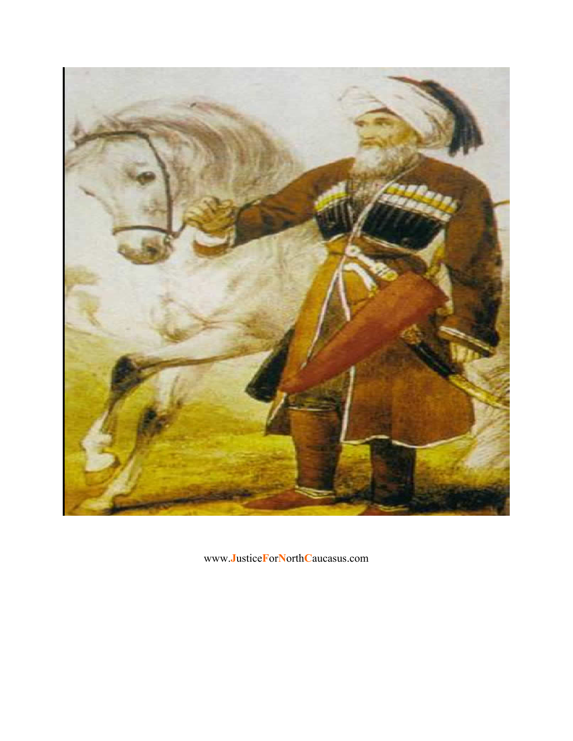www.JusticeForNorthCaucasus.com